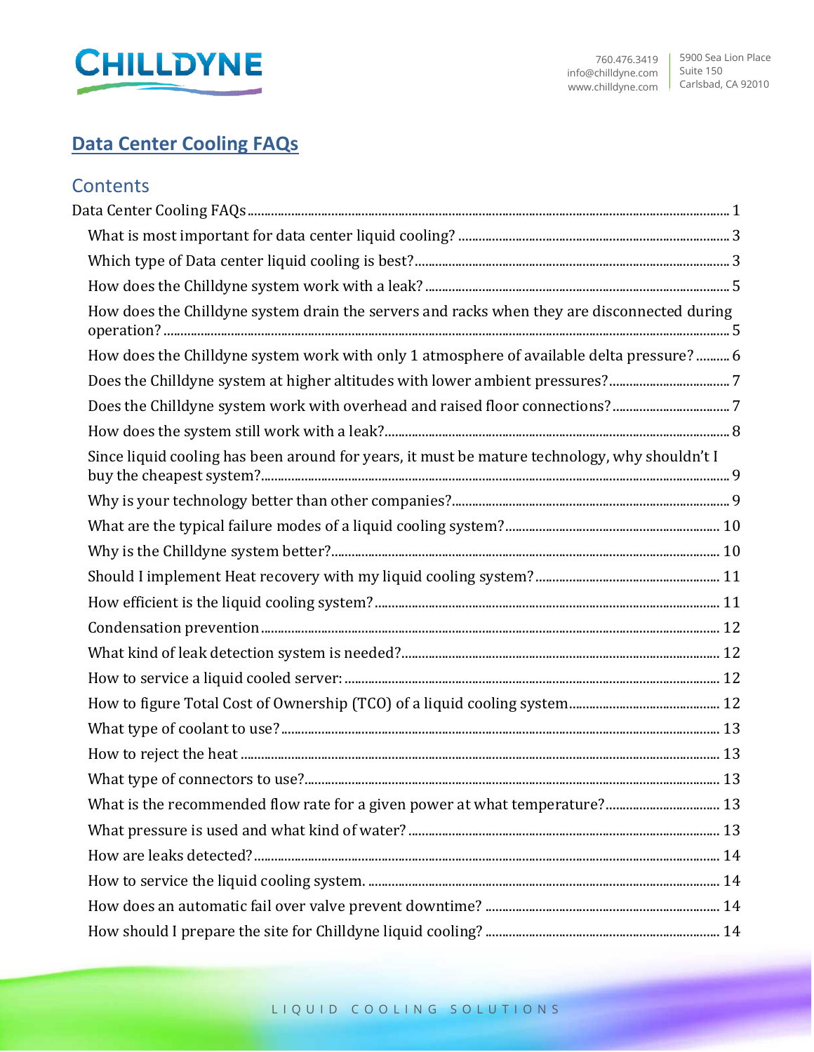760.476.3419
info@chilldyne.com
www.chilldyne.com

5900 Sea Lion Place
Suite 150
Carlsbad, CA 92010

# Data Center Cooling FAQs

## Contents

Data Center Cooling FAQs ..... 1
- What is most important for data center liquid cooling? ..... 3
- Which type of Data center liquid cooling is best? ..... 3
- How does the Chilldyne system work with a leak? ..... 5
- How does the Chilldyne system drain the servers and racks when they are disconnected during operation? ..... 5
- How does the Chilldyne system work with only 1 atmosphere of available delta pressure? ..... 6
- Does the Chilldyne system at higher altitudes with lower ambient pressures? ..... 7
- Does the Chilldyne system work with overhead and raised floor connections? ..... 7
- How does the system still work with a leak? ..... 8
- Since liquid cooling has been around for years, it must be mature technology, why shouldn't I buy the cheapest system? ..... 9
- Why is your technology better than other companies? ..... 9
- What are the typical failure modes of a liquid cooling system? ..... 10
- Why is the Chilldyne system better? ..... 10
- Should I implement Heat recovery with my liquid cooling system? ..... 11
- How efficient is the liquid cooling system? ..... 11
- Condensation prevention ..... 12
- What kind of leak detection system is needed? ..... 12
- How to service a liquid cooled server: ..... 12
- How to figure Total Cost of Ownership (TCO) of a liquid cooling system ..... 12
- What type of coolant to use? ..... 13
- How to reject the heat ..... 13
- What type of connectors to use? ..... 13
- What is the recommended flow rate for a given power at what temperature? ..... 13
- What pressure is used and what kind of water? ..... 13
- How are leaks detected? ..... 14
- How to service the liquid cooling system. ..... 14
- How does an automatic fail over valve prevent downtime? ..... 14
- How should I prepare the site for Chilldyne liquid cooling? ..... 14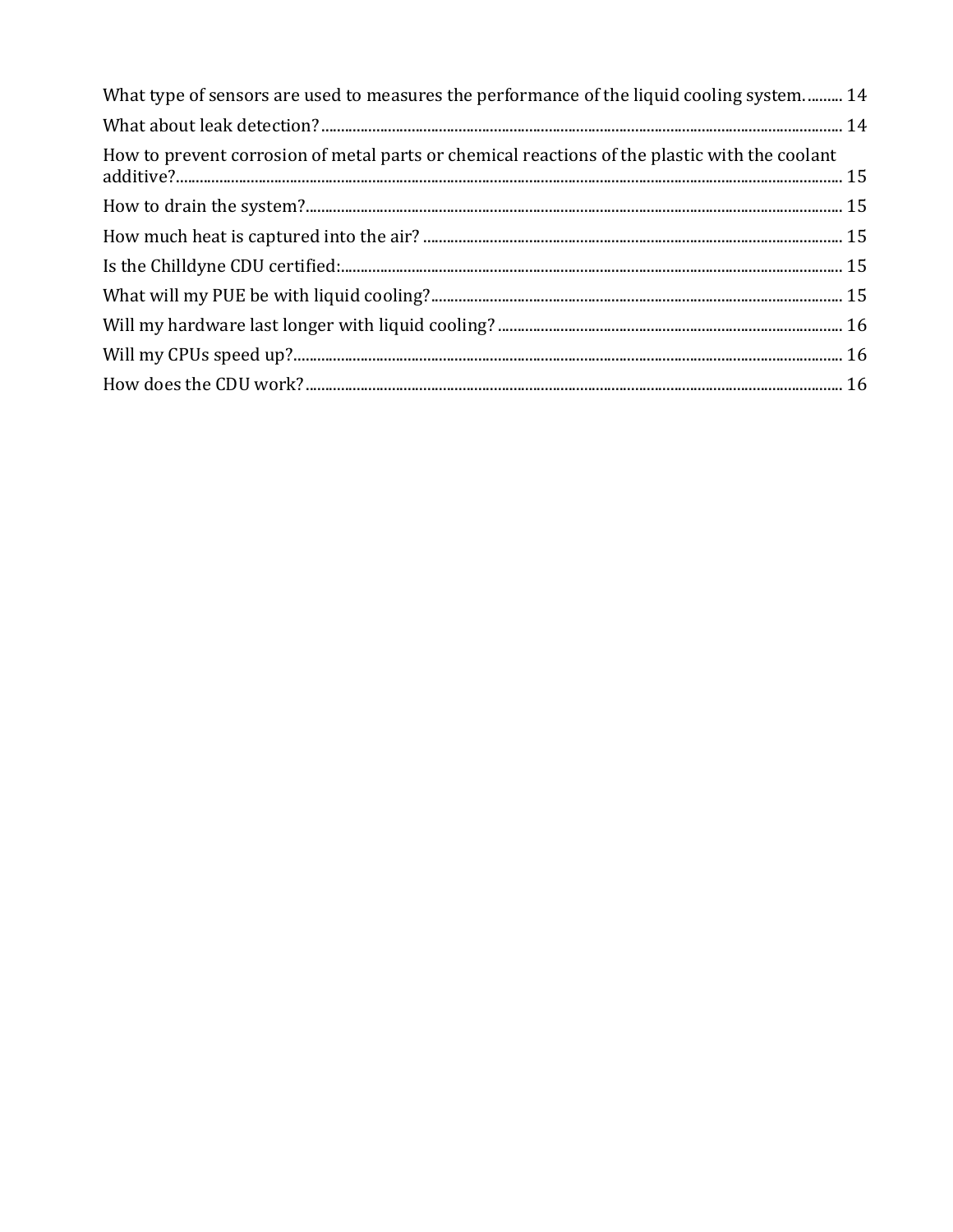What type of sensors are used to measures the performance of the liquid cooling system. .......... 14

What about leak detection? .......... 14

How to prevent corrosion of metal parts or chemical reactions of the plastic with the coolant additive? .......... 15

How to drain the system? .......... 15

How much heat is captured into the air? .......... 15

Is the Chilldyne CDU certified: .......... 15

What will my PUE be with liquid cooling? .......... 15

Will my hardware last longer with liquid cooling? .......... 16

Will my CPUs speed up? .......... 16

How does the CDU work? .......... 16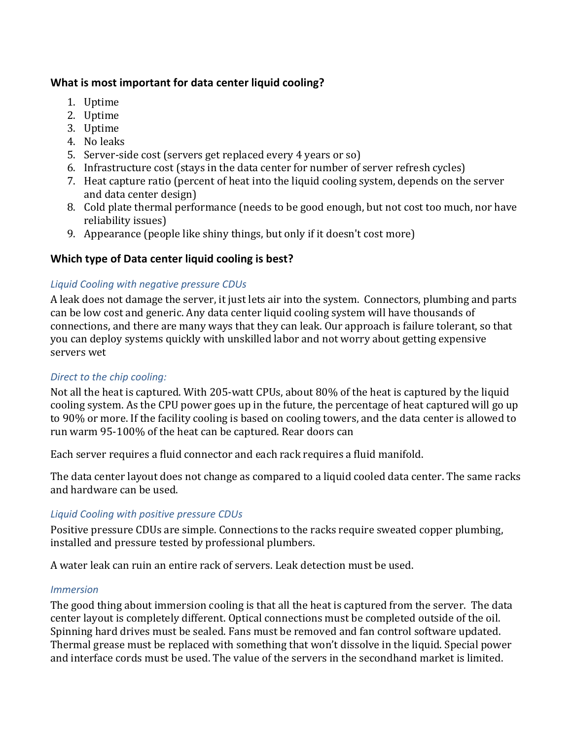**What is most important for data center liquid cooling?**

1. Uptime
2. Uptime
3. Uptime
4. No leaks
5. Server-side cost (servers get replaced every 4 years or so)
6. Infrastructure cost (stays in the data center for number of server refresh cycles)
7. Heat capture ratio (percent of heat into the liquid cooling system, depends on the server and data center design)
8. Cold plate thermal performance (needs to be good enough, but not cost too much, nor have reliability issues)
9. Appearance (people like shiny things, but only if it doesn't cost more)

**Which type of Data center liquid cooling is best?**

*Liquid Cooling with negative pressure CDUs*

A leak does not damage the server, it just lets air into the system. Connectors, plumbing and parts can be low cost and generic. Any data center liquid cooling system will have thousands of connections, and there are many ways that they can leak. Our approach is failure tolerant, so that you can deploy systems quickly with unskilled labor and not worry about getting expensive servers wet

*Direct to the chip cooling:*

Not all the heat is captured. With 205-watt CPUs, about 80% of the heat is captured by the liquid cooling system. As the CPU power goes up in the future, the percentage of heat captured will go up to 90% or more. If the facility cooling is based on cooling towers, and the data center is allowed to run warm 95-100% of the heat can be captured. Rear doors can

Each server requires a fluid connector and each rack requires a fluid manifold.

The data center layout does not change as compared to a liquid cooled data center. The same racks and hardware can be used.

*Liquid Cooling with positive pressure CDUs*

Positive pressure CDUs are simple. Connections to the racks require sweated copper plumbing, installed and pressure tested by professional plumbers.

A water leak can ruin an entire rack of servers. Leak detection must be used.

*Immersion*

The good thing about immersion cooling is that all the heat is captured from the server. The data center layout is completely different. Optical connections must be completed outside of the oil. Spinning hard drives must be sealed. Fans must be removed and fan control software updated. Thermal grease must be replaced with something that won't dissolve in the liquid. Special power and interface cords must be used. The value of the servers in the secondhand market is limited.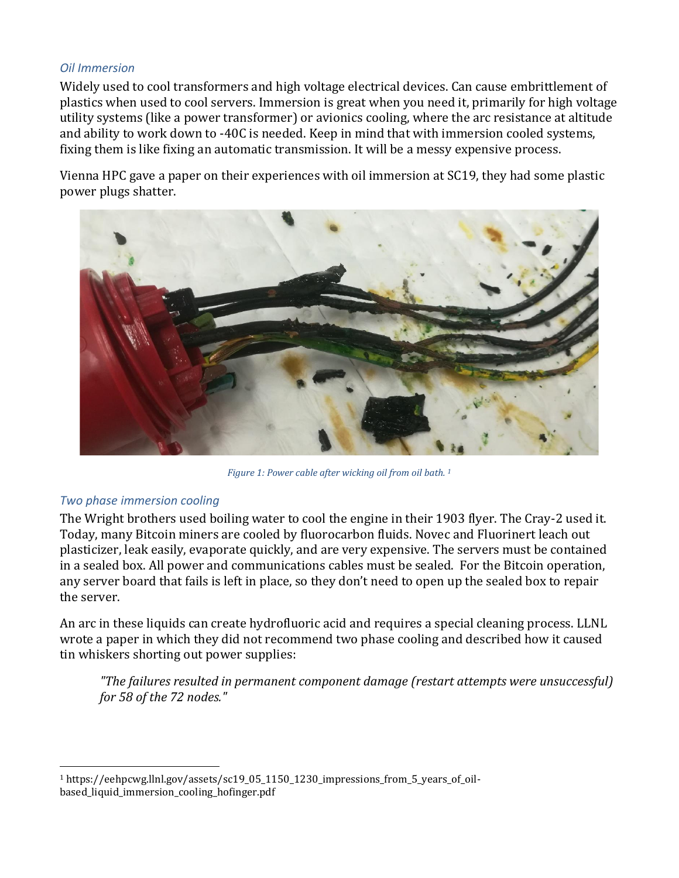### *Oil Immersion*

Widely used to cool transformers and high voltage electrical devices. Can cause embrittlement of plastics when used to cool servers. Immersion is great when you need it, primarily for high voltage utility systems (like a power transformer) or avionics cooling, where the arc resistance at altitude and ability to work down to -40C is needed. Keep in mind that with immersion cooled systems, fixing them is like fixing an automatic transmission. It will be a messy expensive process.

Vienna HPC gave a paper on their experiences with oil immersion at SC19, they had some plastic power plugs shatter.

*Figure 1: Power cable after wicking oil from oil bath.* [1]

### *Two phase immersion cooling*

The Wright brothers used boiling water to cool the engine in their 1903 flyer. The Cray-2 used it. Today, many Bitcoin miners are cooled by fluorocarbon fluids. Novec and Fluorinert leach out plasticizer, leak easily, evaporate quickly, and are very expensive. The servers must be contained in a sealed box. All power and communications cables must be sealed. For the Bitcoin operation, any server board that fails is left in place, so they don't need to open up the sealed box to repair the server.

An arc in these liquids can create hydrofluoric acid and requires a special cleaning process. LLNL wrote a paper in which they did not recommend two phase cooling and described how it caused tin whiskers shorting out power supplies:

> *"The failures resulted in permanent component damage (restart attempts were unsuccessful) for 58 of the 72 nodes."*

[1] https://eehpcwg.llnl.gov/assets/sc19_05_1150_1230_impressions_from_5_years_of_oil-based_liquid_immersion_cooling_hofinger.pdf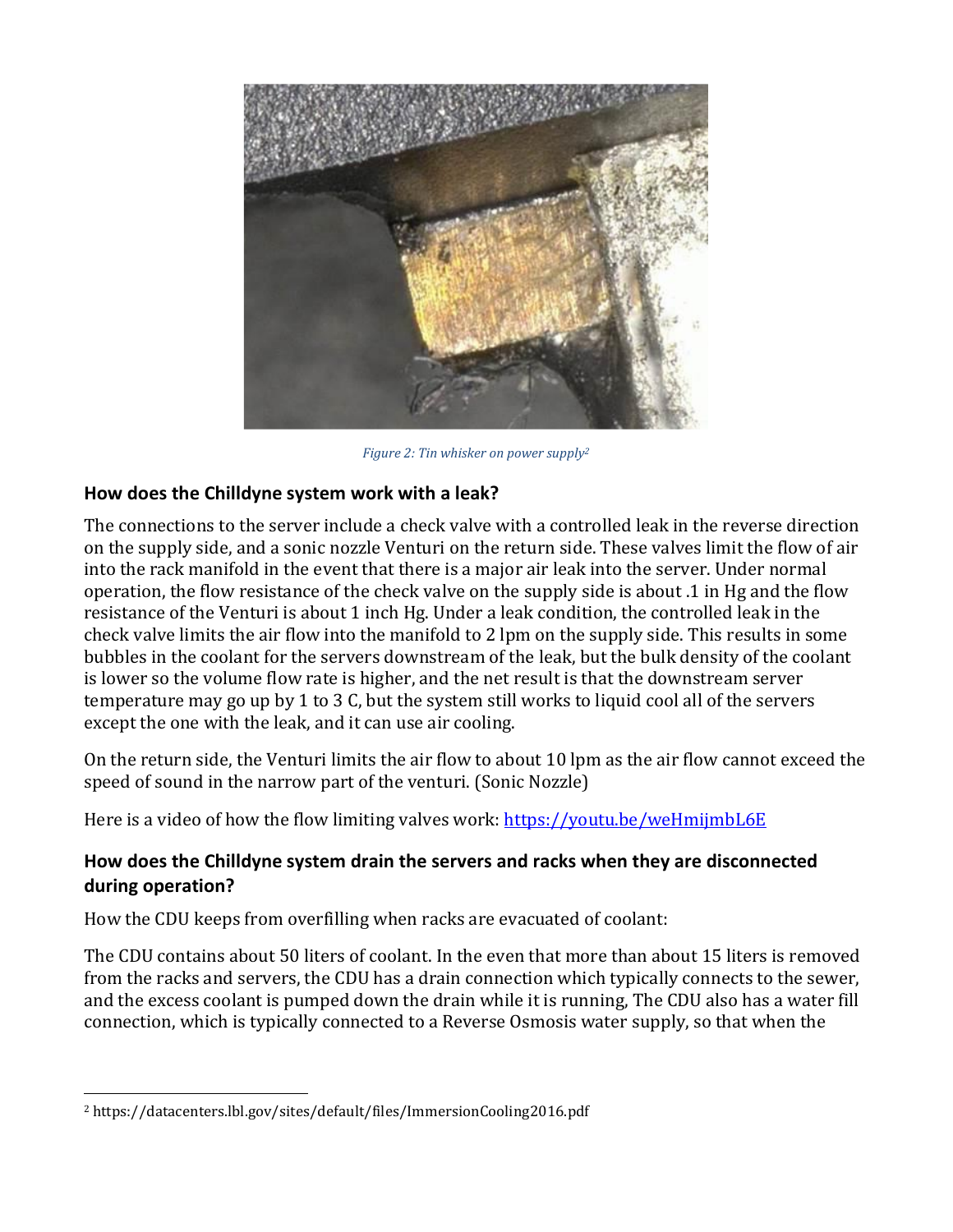*Figure 2: Tin whisker on power supply*[2]

## How does the Chilldyne system work with a leak?

The connections to the server include a check valve with a controlled leak in the reverse direction on the supply side, and a sonic nozzle Venturi on the return side. These valves limit the flow of air into the rack manifold in the event that there is a major air leak into the server. Under normal operation, the flow resistance of the check valve on the supply side is about .1 in Hg and the flow resistance of the Venturi is about 1 inch Hg. Under a leak condition, the controlled leak in the check valve limits the air flow into the manifold to 2 lpm on the supply side. This results in some bubbles in the coolant for the servers downstream of the leak, but the bulk density of the coolant is lower so the volume flow rate is higher, and the net result is that the downstream server temperature may go up by 1 to 3 C, but the system still works to liquid cool all of the servers except the one with the leak, and it can use air cooling.

On the return side, the Venturi limits the air flow to about 10 lpm as the air flow cannot exceed the speed of sound in the narrow part of the venturi. (Sonic Nozzle)

Here is a video of how the flow limiting valves work: [https://youtu.be/weHmijmbL6E](https://youtu.be/weHmijmbL6E)

## How does the Chilldyne system drain the servers and racks when they are disconnected during operation?

How the CDU keeps from overfilling when racks are evacuated of coolant:

The CDU contains about 50 liters of coolant. In the even that more than about 15 liters is removed from the racks and servers, the CDU has a drain connection which typically connects to the sewer, and the excess coolant is pumped down the drain while it is running, The CDU also has a water fill connection, which is typically connected to a Reverse Osmosis water supply, so that when the

---

[2] https://datacenters.lbl.gov/sites/default/files/ImmersionCooling2016.pdf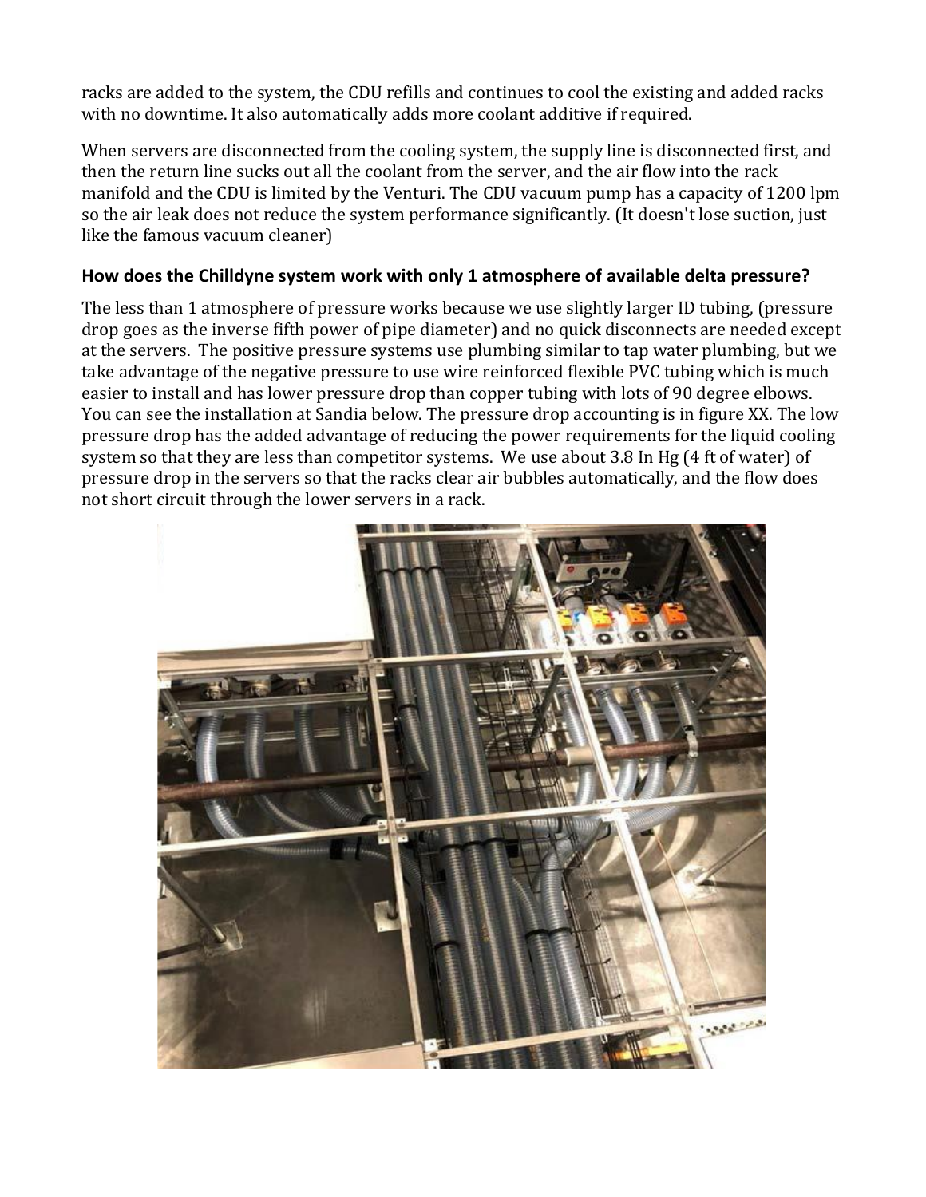racks are added to the system, the CDU refills and continues to cool the existing and added racks with no downtime. It also automatically adds more coolant additive if required.

When servers are disconnected from the cooling system, the supply line is disconnected first, and then the return line sucks out all the coolant from the server, and the air flow into the rack manifold and the CDU is limited by the Venturi. The CDU vacuum pump has a capacity of 1200 lpm so the air leak does not reduce the system performance significantly. (It doesn't lose suction, just like the famous vacuum cleaner)

### How does the Chilldyne system work with only 1 atmosphere of available delta pressure?

The less than 1 atmosphere of pressure works because we use slightly larger ID tubing, (pressure drop goes as the inverse fifth power of pipe diameter) and no quick disconnects are needed except at the servers. The positive pressure systems use plumbing similar to tap water plumbing, but we take advantage of the negative pressure to use wire reinforced flexible PVC tubing which is much easier to install and has lower pressure drop than copper tubing with lots of 90 degree elbows. You can see the installation at Sandia below. The pressure drop accounting is in figure XX. The low pressure drop has the added advantage of reducing the power requirements for the liquid cooling system so that they are less than competitor systems. We use about 3.8 In Hg (4 ft of water) of pressure drop in the servers so that the racks clear air bubbles automatically, and the flow does not short circuit through the lower servers in a rack.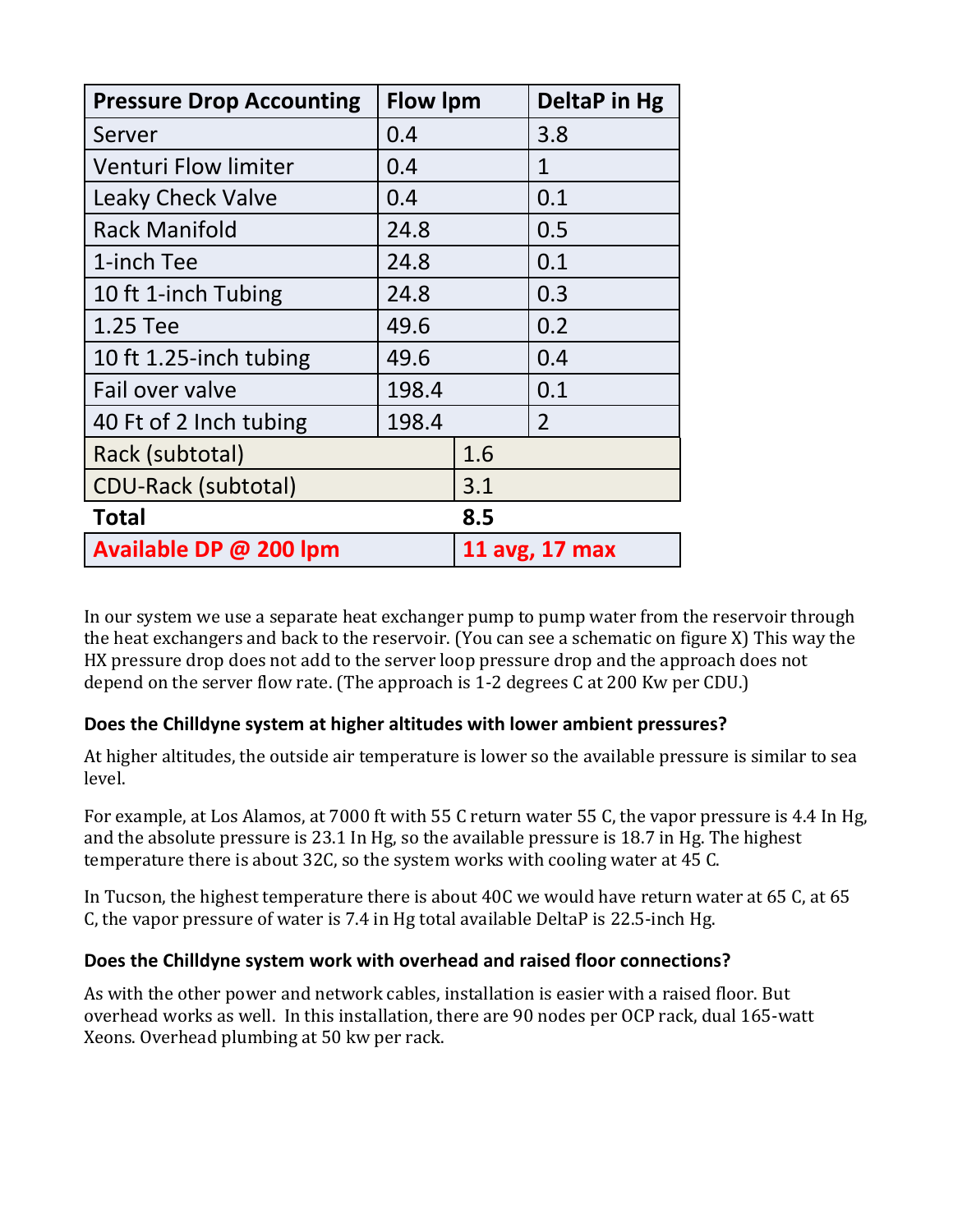| Pressure Drop Accounting | Flow lpm | DeltaP in Hg |
|---|---|---|
| Server | 0.4 | 3.8 |
| Venturi Flow limiter | 0.4 | 1 |
| Leaky Check Valve | 0.4 | 0.1 |
| Rack Manifold | 24.8 | 0.5 |
| 1-inch Tee | 24.8 | 0.1 |
| 10 ft 1-inch Tubing | 24.8 | 0.3 |
| 1.25 Tee | 49.6 | 0.2 |
| 10 ft 1.25-inch tubing | 49.6 | 0.4 |
| Fail over valve | 198.4 | 0.1 |
| 40 Ft of 2 Inch tubing | 198.4 | 2 |
| Rack (subtotal) | 1.6 | |
| CDU-Rack (subtotal) | 3.1 | |
| **Total** | **8.5** | |
| **Available DP @ 200 lpm** | **11 avg, 17 max** | |

In our system we use a separate heat exchanger pump to pump water from the reservoir through the heat exchangers and back to the reservoir. (You can see a schematic on figure X) This way the HX pressure drop does not add to the server loop pressure drop and the approach does not depend on the server flow rate. (The approach is 1-2 degrees C at 200 Kw per CDU.)

### Does the Chilldyne system at higher altitudes with lower ambient pressures?

At higher altitudes, the outside air temperature is lower so the available pressure is similar to sea level.

For example, at Los Alamos, at 7000 ft with 55 C return water 55 C, the vapor pressure is 4.4 In Hg, and the absolute pressure is 23.1 In Hg, so the available pressure is 18.7 in Hg. The highest temperature there is about 32C, so the system works with cooling water at 45 C.

In Tucson, the highest temperature there is about 40C we would have return water at 65 C, at 65 C, the vapor pressure of water is 7.4 in Hg total available DeltaP is 22.5-inch Hg.

### Does the Chilldyne system work with overhead and raised floor connections?

As with the other power and network cables, installation is easier with a raised floor. But overhead works as well. In this installation, there are 90 nodes per OCP rack, dual 165-watt Xeons. Overhead plumbing at 50 kw per rack.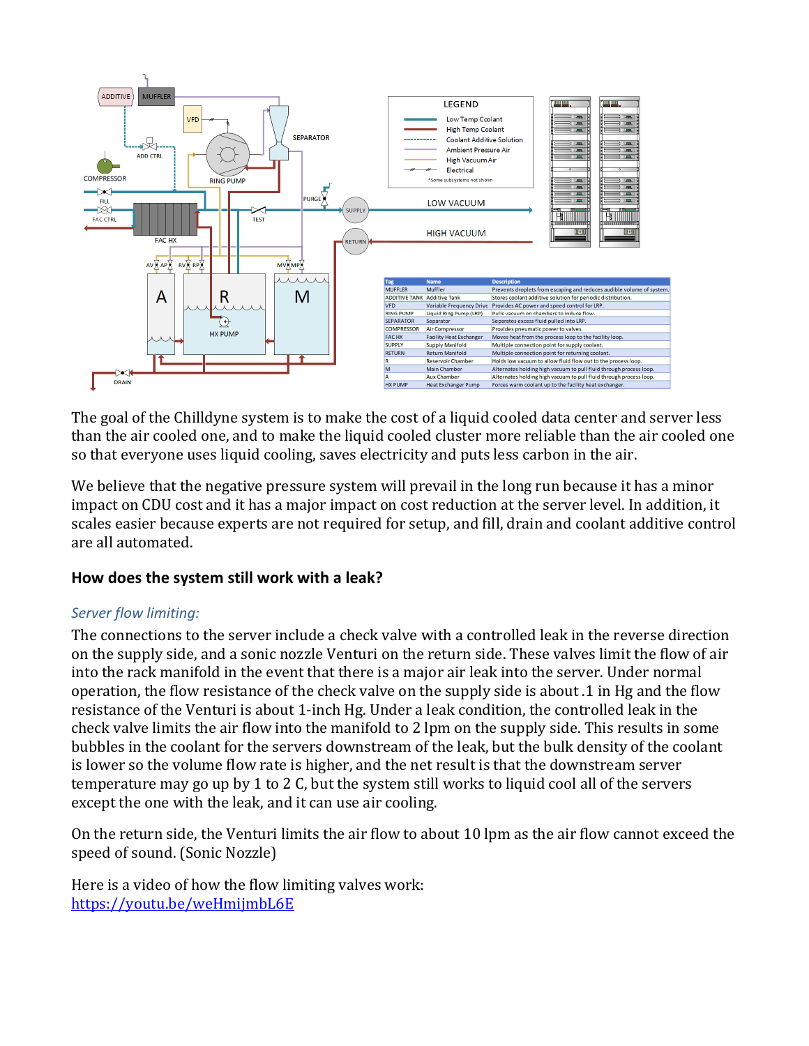| Tag | Name | Description |
| --- | --- | --- |
| MUFFLER | Muffler | Prevents droplets from escaping and reduces audible volume of system. |
| ADDITIVE TANK | Additive Tank | Stores coolant additive solution for periodic distribution. |
| VFD | Variable Frequency Drive | Provides AC power and speed control for LRP. |
| RING PUMP | Liquid Ring Pump (LRP) | Pulls vacuum on chambers to induce flow. |
| SEPARATOR | Separator | Separates excess fluid pulled into LRP. |
| COMPRESSOR | Air Compressor | Provides pneumatic power to valves. |
| FAC HX | Facility Heat Exchanger | Moves heat from the process loop to the facility loop. |
| SUPPLY | Supply Manifold | Multiple connection point for supply coolant. |
| RETURN | Return Manifold | Multiple connection point for returning coolant. |
| R | Reservoir Chamber | Holds low vacuum to allow fluid flow out to the process loop. |
| M | Main Chamber | Alternates holding high vacuum to pull fluid through process loop. |
| A | Aux Chamber | Alternates holding high vacuum to pull fluid through process loop. |
| HX PUMP | Heat Exchanger Pump | Forces warm coolant up to the facility heat exchanger. |

The goal of the Chilldyne system is to make the cost of a liquid cooled data center and server less than the air cooled one, and to make the liquid cooled cluster more reliable than the air cooled one so that everyone uses liquid cooling, saves electricity and puts less carbon in the air.

We believe that the negative pressure system will prevail in the long run because it has a minor impact on CDU cost and it has a major impact on cost reduction at the server level. In addition, it scales easier because experts are not required for setup, and fill, drain and coolant additive control are all automated.

## How does the system still work with a leak?

*Server flow limiting:*

The connections to the server include a check valve with a controlled leak in the reverse direction on the supply side, and a sonic nozzle Venturi on the return side. These valves limit the flow of air into the rack manifold in the event that there is a major air leak into the server. Under normal operation, the flow resistance of the check valve on the supply side is about .1 in Hg and the flow resistance of the Venturi is about 1-inch Hg. Under a leak condition, the controlled leak in the check valve limits the air flow into the manifold to 2 lpm on the supply side. This results in some bubbles in the coolant for the servers downstream of the leak, but the bulk density of the coolant is lower so the volume flow rate is higher, and the net result is that the downstream server temperature may go up by 1 to 2 C, but the system still works to liquid cool all of the servers except the one with the leak, and it can use air cooling.

On the return side, the Venturi limits the air flow to about 10 lpm as the air flow cannot exceed the speed of sound. (Sonic Nozzle)

Here is a video of how the flow limiting valves work:
https://youtu.be/weHmijmbL6E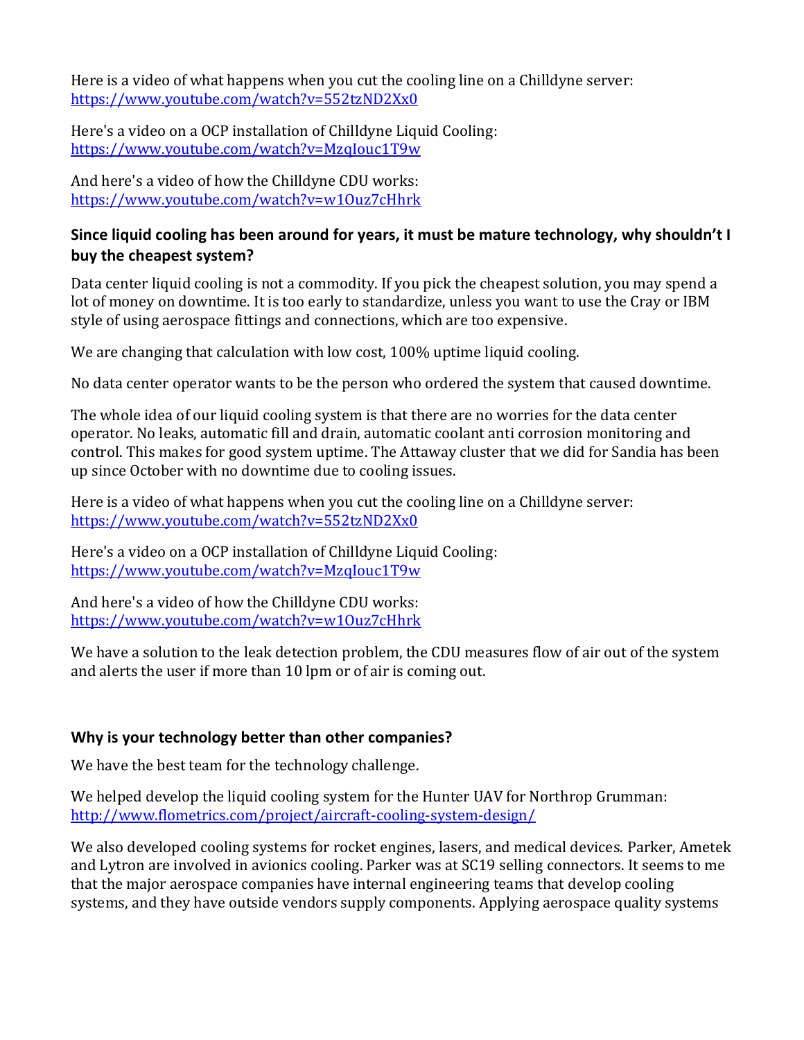Here is a video of what happens when you cut the cooling line on a Chilldyne server: https://www.youtube.com/watch?v=552tzND2Xx0

Here's a video on a OCP installation of Chilldyne Liquid Cooling: https://www.youtube.com/watch?v=MzqIouc1T9w

And here's a video of how the Chilldyne CDU works: https://www.youtube.com/watch?v=w1Ouz7cHhrk

**Since liquid cooling has been around for years, it must be mature technology, why shouldn't I buy the cheapest system?**

Data center liquid cooling is not a commodity. If you pick the cheapest solution, you may spend a lot of money on downtime. It is too early to standardize, unless you want to use the Cray or IBM style of using aerospace fittings and connections, which are too expensive.

We are changing that calculation with low cost, 100% uptime liquid cooling.

No data center operator wants to be the person who ordered the system that caused downtime.

The whole idea of our liquid cooling system is that there are no worries for the data center operator. No leaks, automatic fill and drain, automatic coolant anti corrosion monitoring and control. This makes for good system uptime. The Attaway cluster that we did for Sandia has been up since October with no downtime due to cooling issues.

Here is a video of what happens when you cut the cooling line on a Chilldyne server: https://www.youtube.com/watch?v=552tzND2Xx0

Here's a video on a OCP installation of Chilldyne Liquid Cooling: https://www.youtube.com/watch?v=MzqIouc1T9w

And here's a video of how the Chilldyne CDU works: https://www.youtube.com/watch?v=w1Ouz7cHhrk

We have a solution to the leak detection problem, the CDU measures flow of air out of the system and alerts the user if more than 10 lpm or of air is coming out.

**Why is your technology better than other companies?**

We have the best team for the technology challenge.

We helped develop the liquid cooling system for the Hunter UAV for Northrop Grumman: http://www.flometrics.com/project/aircraft-cooling-system-design/

We also developed cooling systems for rocket engines, lasers, and medical devices. Parker, Ametek and Lytron are involved in avionics cooling. Parker was at SC19 selling connectors. It seems to me that the major aerospace companies have internal engineering teams that develop cooling systems, and they have outside vendors supply components. Applying aerospace quality systems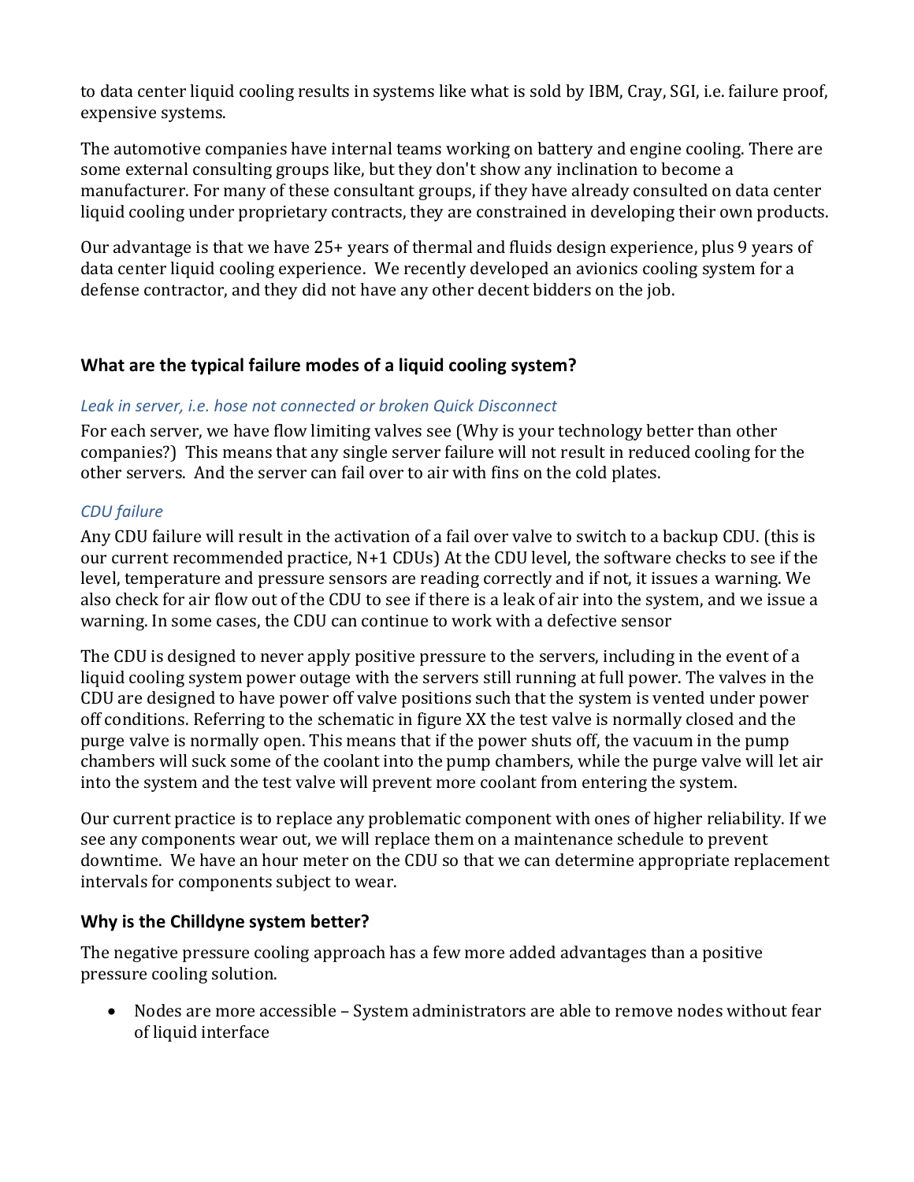to data center liquid cooling results in systems like what is sold by IBM, Cray, SGI, i.e. failure proof, expensive systems.

The automotive companies have internal teams working on battery and engine cooling. There are some external consulting groups like, but they don't show any inclination to become a manufacturer. For many of these consultant groups, if they have already consulted on data center liquid cooling under proprietary contracts, they are constrained in developing their own products.

Our advantage is that we have 25+ years of thermal and fluids design experience, plus 9 years of data center liquid cooling experience. We recently developed an avionics cooling system for a defense contractor, and they did not have any other decent bidders on the job.

## What are the typical failure modes of a liquid cooling system?

### *Leak in server, i.e. hose not connected or broken Quick Disconnect*

For each server, we have flow limiting valves see (Why is your technology better than other companies?) This means that any single server failure will not result in reduced cooling for the other servers. And the server can fail over to air with fins on the cold plates.

### *CDU failure*

Any CDU failure will result in the activation of a fail over valve to switch to a backup CDU. (this is our current recommended practice, N+1 CDUs) At the CDU level, the software checks to see if the level, temperature and pressure sensors are reading correctly and if not, it issues a warning. We also check for air flow out of the CDU to see if there is a leak of air into the system, and we issue a warning. In some cases, the CDU can continue to work with a defective sensor

The CDU is designed to never apply positive pressure to the servers, including in the event of a liquid cooling system power outage with the servers still running at full power. The valves in the CDU are designed to have power off valve positions such that the system is vented under power off conditions. Referring to the schematic in figure XX the test valve is normally closed and the purge valve is normally open. This means that if the power shuts off, the vacuum in the pump chambers will suck some of the coolant into the pump chambers, while the purge valve will let air into the system and the test valve will prevent more coolant from entering the system.

Our current practice is to replace any problematic component with ones of higher reliability. If we see any components wear out, we will replace them on a maintenance schedule to prevent downtime. We have an hour meter on the CDU so that we can determine appropriate replacement intervals for components subject to wear.

## Why is the Chilldyne system better?

The negative pressure cooling approach has a few more added advantages than a positive pressure cooling solution.

- Nodes are more accessible – System administrators are able to remove nodes without fear of liquid interface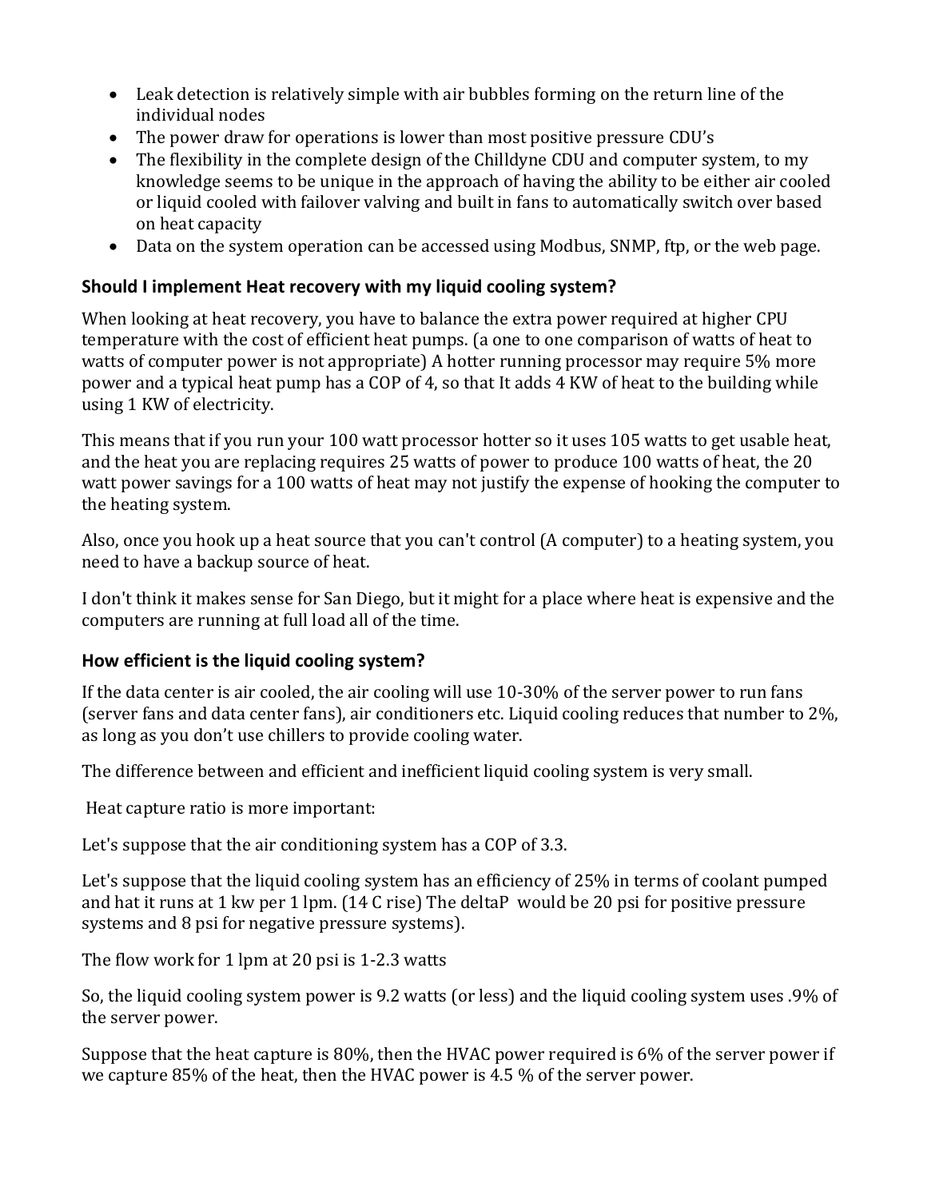- Leak detection is relatively simple with air bubbles forming on the return line of the individual nodes
- The power draw for operations is lower than most positive pressure CDU's
- The flexibility in the complete design of the Chilldyne CDU and computer system, to my knowledge seems to be unique in the approach of having the ability to be either air cooled or liquid cooled with failover valving and built in fans to automatically switch over based on heat capacity
- Data on the system operation can be accessed using Modbus, SNMP, ftp, or the web page.

### Should I implement Heat recovery with my liquid cooling system?

When looking at heat recovery, you have to balance the extra power required at higher CPU temperature with the cost of efficient heat pumps. (a one to one comparison of watts of heat to watts of computer power is not appropriate) A hotter running processor may require 5% more power and a typical heat pump has a COP of 4, so that It adds 4 KW of heat to the building while using 1 KW of electricity.

This means that if you run your 100 watt processor hotter so it uses 105 watts to get usable heat, and the heat you are replacing requires 25 watts of power to produce 100 watts of heat, the 20 watt power savings for a 100 watts of heat may not justify the expense of hooking the computer to the heating system.

Also, once you hook up a heat source that you can't control (A computer) to a heating system, you need to have a backup source of heat.

I don't think it makes sense for San Diego, but it might for a place where heat is expensive and the computers are running at full load all of the time.

### How efficient is the liquid cooling system?

If the data center is air cooled, the air cooling will use 10-30% of the server power to run fans (server fans and data center fans), air conditioners etc. Liquid cooling reduces that number to 2%, as long as you don't use chillers to provide cooling water.

The difference between and efficient and inefficient liquid cooling system is very small.

Heat capture ratio is more important:

Let's suppose that the air conditioning system has a COP of 3.3.

Let's suppose that the liquid cooling system has an efficiency of 25% in terms of coolant pumped and hat it runs at 1 kw per 1 lpm. (14 C rise) The deltaP would be 20 psi for positive pressure systems and 8 psi for negative pressure systems).

The flow work for 1 lpm at 20 psi is 1-2.3 watts

So, the liquid cooling system power is 9.2 watts (or less) and the liquid cooling system uses .9% of the server power.

Suppose that the heat capture is 80%, then the HVAC power required is 6% of the server power if we capture 85% of the heat, then the HVAC power is 4.5 % of the server power.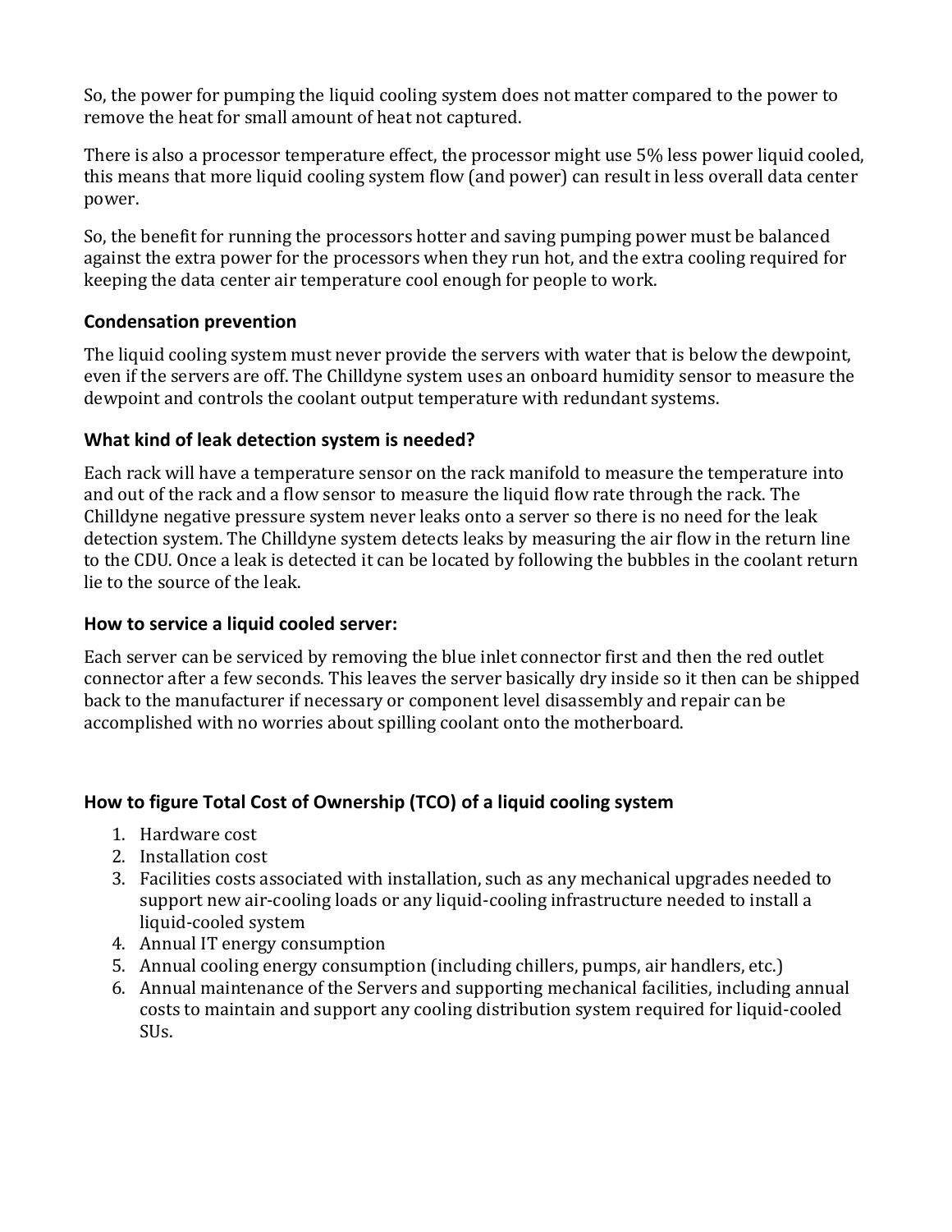So, the power for pumping the liquid cooling system does not matter compared to the power to remove the heat for small amount of heat not captured.

There is also a processor temperature effect, the processor might use 5% less power liquid cooled, this means that more liquid cooling system flow (and power) can result in less overall data center power.

So, the benefit for running the processors hotter and saving pumping power must be balanced against the extra power for the processors when they run hot, and the extra cooling required for keeping the data center air temperature cool enough for people to work.

### Condensation prevention

The liquid cooling system must never provide the servers with water that is below the dewpoint, even if the servers are off. The Chilldyne system uses an onboard humidity sensor to measure the dewpoint and controls the coolant output temperature with redundant systems.

### What kind of leak detection system is needed?

Each rack will have a temperature sensor on the rack manifold to measure the temperature into and out of the rack and a flow sensor to measure the liquid flow rate through the rack. The Chilldyne negative pressure system never leaks onto a server so there is no need for the leak detection system. The Chilldyne system detects leaks by measuring the air flow in the return line to the CDU. Once a leak is detected it can be located by following the bubbles in the coolant return lie to the source of the leak.

### How to service a liquid cooled server:

Each server can be serviced by removing the blue inlet connector first and then the red outlet connector after a few seconds. This leaves the server basically dry inside so it then can be shipped back to the manufacturer if necessary or component level disassembly and repair can be accomplished with no worries about spilling coolant onto the motherboard.

### How to figure Total Cost of Ownership (TCO) of a liquid cooling system

1. Hardware cost
2. Installation cost
3. Facilities costs associated with installation, such as any mechanical upgrades needed to support new air-cooling loads or any liquid-cooling infrastructure needed to install a liquid-cooled system
4. Annual IT energy consumption
5. Annual cooling energy consumption (including chillers, pumps, air handlers, etc.)
6. Annual maintenance of the Servers and supporting mechanical facilities, including annual costs to maintain and support any cooling distribution system required for liquid-cooled SUs.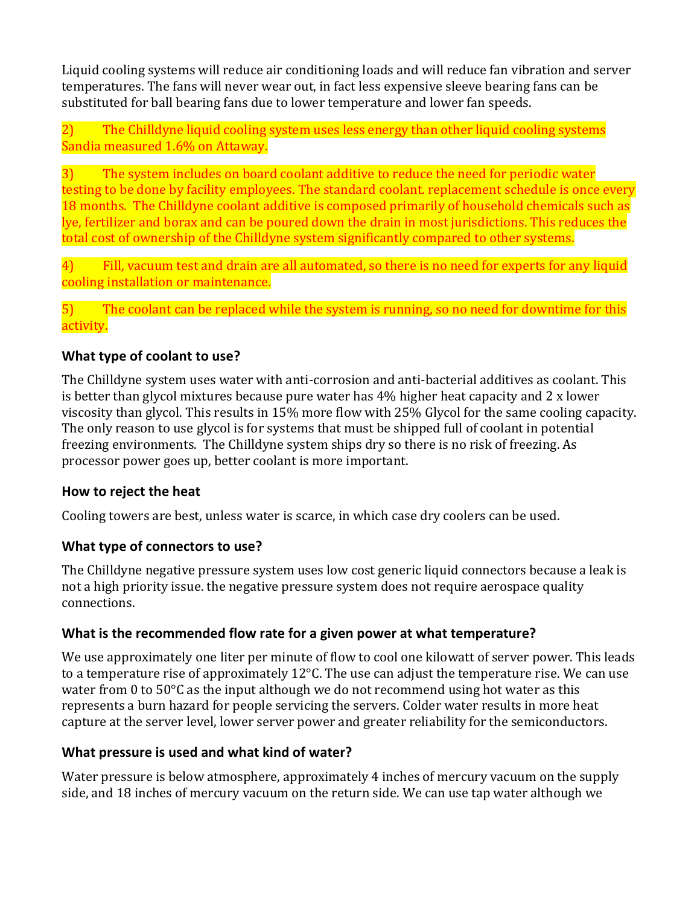Liquid cooling systems will reduce air conditioning loads and will reduce fan vibration and server temperatures. The fans will never wear out, in fact less expensive sleeve bearing fans can be substituted for ball bearing fans due to lower temperature and lower fan speeds.

2) The Chilldyne liquid cooling system uses less energy than other liquid cooling systems Sandia measured 1.6% on Attaway.

3) The system includes on board coolant additive to reduce the need for periodic water testing to be done by facility employees. The standard coolant. replacement schedule is once every 18 months. The Chilldyne coolant additive is composed primarily of household chemicals such as lye, fertilizer and borax and can be poured down the drain in most jurisdictions. This reduces the total cost of ownership of the Chilldyne system significantly compared to other systems.

4) Fill, vacuum test and drain are all automated, so there is no need for experts for any liquid cooling installation or maintenance.

5) The coolant can be replaced while the system is running, so no need for downtime for this activity.

### What type of coolant to use?

The Chilldyne system uses water with anti-corrosion and anti-bacterial additives as coolant. This is better than glycol mixtures because pure water has 4% higher heat capacity and 2 x lower viscosity than glycol. This results in 15% more flow with 25% Glycol for the same cooling capacity. The only reason to use glycol is for systems that must be shipped full of coolant in potential freezing environments. The Chilldyne system ships dry so there is no risk of freezing. As processor power goes up, better coolant is more important.

### How to reject the heat

Cooling towers are best, unless water is scarce, in which case dry coolers can be used.

### What type of connectors to use?

The Chilldyne negative pressure system uses low cost generic liquid connectors because a leak is not a high priority issue. the negative pressure system does not require aerospace quality connections.

### What is the recommended flow rate for a given power at what temperature?

We use approximately one liter per minute of flow to cool one kilowatt of server power. This leads to a temperature rise of approximately 12°C. The use can adjust the temperature rise. We can use water from 0 to 50°C as the input although we do not recommend using hot water as this represents a burn hazard for people servicing the servers. Colder water results in more heat capture at the server level, lower server power and greater reliability for the semiconductors.

### What pressure is used and what kind of water?

Water pressure is below atmosphere, approximately 4 inches of mercury vacuum on the supply side, and 18 inches of mercury vacuum on the return side. We can use tap water although we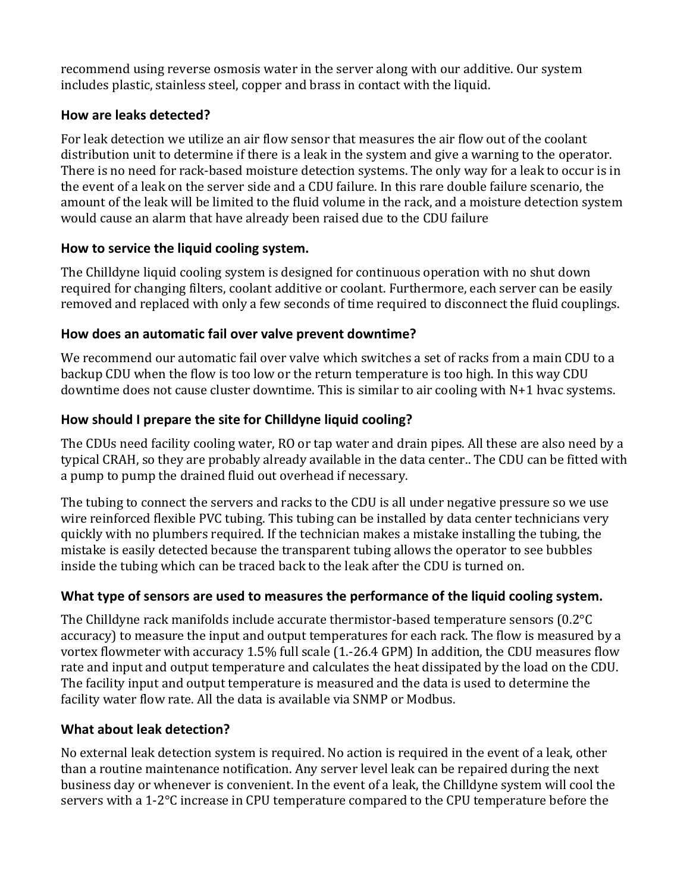recommend using reverse osmosis water in the server along with our additive. Our system includes plastic, stainless steel, copper and brass in contact with the liquid.

### How are leaks detected?

For leak detection we utilize an air flow sensor that measures the air flow out of the coolant distribution unit to determine if there is a leak in the system and give a warning to the operator. There is no need for rack-based moisture detection systems. The only way for a leak to occur is in the event of a leak on the server side and a CDU failure. In this rare double failure scenario, the amount of the leak will be limited to the fluid volume in the rack, and a moisture detection system would cause an alarm that have already been raised due to the CDU failure

### How to service the liquid cooling system.

The Chilldyne liquid cooling system is designed for continuous operation with no shut down required for changing filters, coolant additive or coolant. Furthermore, each server can be easily removed and replaced with only a few seconds of time required to disconnect the fluid couplings.

### How does an automatic fail over valve prevent downtime?

We recommend our automatic fail over valve which switches a set of racks from a main CDU to a backup CDU when the flow is too low or the return temperature is too high. In this way CDU downtime does not cause cluster downtime. This is similar to air cooling with N+1 hvac systems.

### How should I prepare the site for Chilldyne liquid cooling?

The CDUs need facility cooling water, RO or tap water and drain pipes. All these are also need by a typical CRAH, so they are probably already available in the data center.. The CDU can be fitted with a pump to pump the drained fluid out overhead if necessary.

The tubing to connect the servers and racks to the CDU is all under negative pressure so we use wire reinforced flexible PVC tubing. This tubing can be installed by data center technicians very quickly with no plumbers required. If the technician makes a mistake installing the tubing, the mistake is easily detected because the transparent tubing allows the operator to see bubbles inside the tubing which can be traced back to the leak after the CDU is turned on.

### What type of sensors are used to measures the performance of the liquid cooling system.

The Chilldyne rack manifolds include accurate thermistor-based temperature sensors (0.2°C accuracy) to measure the input and output temperatures for each rack. The flow is measured by a vortex flowmeter with accuracy 1.5% full scale (1.-26.4 GPM) In addition, the CDU measures flow rate and input and output temperature and calculates the heat dissipated by the load on the CDU. The facility input and output temperature is measured and the data is used to determine the facility water flow rate. All the data is available via SNMP or Modbus.

### What about leak detection?

No external leak detection system is required. No action is required in the event of a leak, other than a routine maintenance notification. Any server level leak can be repaired during the next business day or whenever is convenient. In the event of a leak, the Chilldyne system will cool the servers with a 1-2°C increase in CPU temperature compared to the CPU temperature before the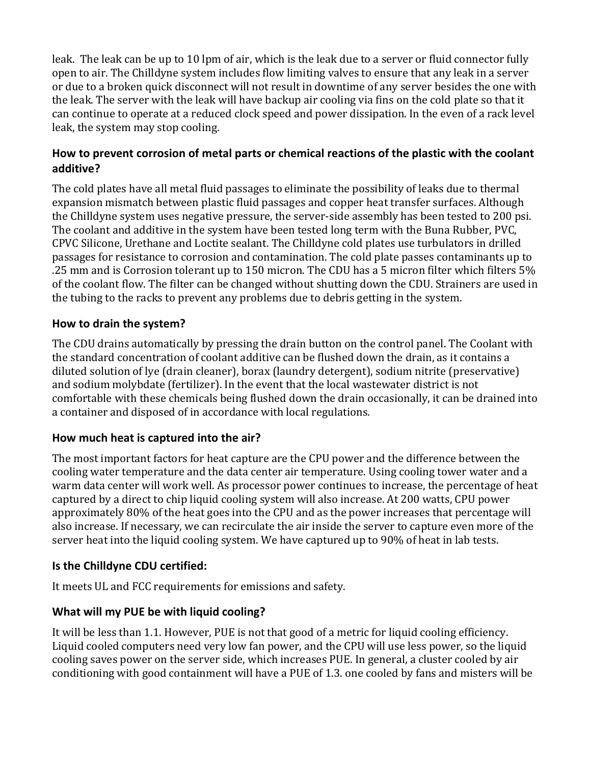leak. The leak can be up to 10 lpm of air, which is the leak due to a server or fluid connector fully open to air. The Chilldyne system includes flow limiting valves to ensure that any leak in a server or due to a broken quick disconnect will not result in downtime of any server besides the one with the leak. The server with the leak will have backup air cooling via fins on the cold plate so that it can continue to operate at a reduced clock speed and power dissipation. In the even of a rack level leak, the system may stop cooling.

### How to prevent corrosion of metal parts or chemical reactions of the plastic with the coolant additive?

The cold plates have all metal fluid passages to eliminate the possibility of leaks due to thermal expansion mismatch between plastic fluid passages and copper heat transfer surfaces. Although the Chilldyne system uses negative pressure, the server-side assembly has been tested to 200 psi. The coolant and additive in the system have been tested long term with the Buna Rubber, PVC, CPVC Silicone, Urethane and Loctite sealant. The Chilldyne cold plates use turbulators in drilled passages for resistance to corrosion and contamination. The cold plate passes contaminants up to .25 mm and is Corrosion tolerant up to 150 micron. The CDU has a 5 micron filter which filters 5% of the coolant flow. The filter can be changed without shutting down the CDU. Strainers are used in the tubing to the racks to prevent any problems due to debris getting in the system.

### How to drain the system?

The CDU drains automatically by pressing the drain button on the control panel. The Coolant with the standard concentration of coolant additive can be flushed down the drain, as it contains a diluted solution of lye (drain cleaner), borax (laundry detergent), sodium nitrite (preservative) and sodium molybdate (fertilizer). In the event that the local wastewater district is not comfortable with these chemicals being flushed down the drain occasionally, it can be drained into a container and disposed of in accordance with local regulations.

### How much heat is captured into the air?

The most important factors for heat capture are the CPU power and the difference between the cooling water temperature and the data center air temperature. Using cooling tower water and a warm data center will work well. As processor power continues to increase, the percentage of heat captured by a direct to chip liquid cooling system will also increase. At 200 watts, CPU power approximately 80% of the heat goes into the CPU and as the power increases that percentage will also increase. If necessary, we can recirculate the air inside the server to capture even more of the server heat into the liquid cooling system. We have captured up to 90% of heat in lab tests.

### Is the Chilldyne CDU certified:

It meets UL and FCC requirements for emissions and safety.

### What will my PUE be with liquid cooling?

It will be less than 1.1. However, PUE is not that good of a metric for liquid cooling efficiency. Liquid cooled computers need very low fan power, and the CPU will use less power, so the liquid cooling saves power on the server side, which increases PUE. In general, a cluster cooled by air conditioning with good containment will have a PUE of 1.3. one cooled by fans and misters will be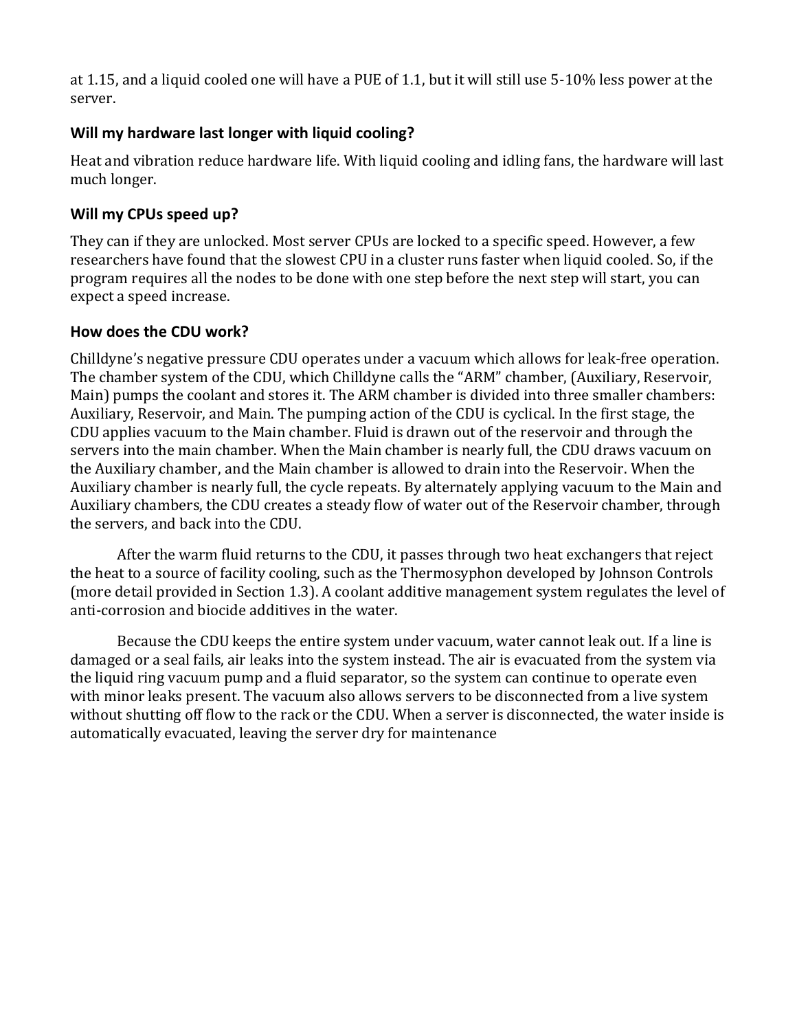at 1.15, and a liquid cooled one will have a PUE of 1.1, but it will still use 5-10% less power at the server.

### Will my hardware last longer with liquid cooling?

Heat and vibration reduce hardware life. With liquid cooling and idling fans, the hardware will last much longer.

### Will my CPUs speed up?

They can if they are unlocked. Most server CPUs are locked to a specific speed. However, a few researchers have found that the slowest CPU in a cluster runs faster when liquid cooled. So, if the program requires all the nodes to be done with one step before the next step will start, you can expect a speed increase.

### How does the CDU work?

Chilldyne's negative pressure CDU operates under a vacuum which allows for leak-free operation. The chamber system of the CDU, which Chilldyne calls the "ARM" chamber, (Auxiliary, Reservoir, Main) pumps the coolant and stores it. The ARM chamber is divided into three smaller chambers: Auxiliary, Reservoir, and Main. The pumping action of the CDU is cyclical. In the first stage, the CDU applies vacuum to the Main chamber. Fluid is drawn out of the reservoir and through the servers into the main chamber. When the Main chamber is nearly full, the CDU draws vacuum on the Auxiliary chamber, and the Main chamber is allowed to drain into the Reservoir. When the Auxiliary chamber is nearly full, the cycle repeats. By alternately applying vacuum to the Main and Auxiliary chambers, the CDU creates a steady flow of water out of the Reservoir chamber, through the servers, and back into the CDU.

After the warm fluid returns to the CDU, it passes through two heat exchangers that reject the heat to a source of facility cooling, such as the Thermosyphon developed by Johnson Controls (more detail provided in Section 1.3). A coolant additive management system regulates the level of anti-corrosion and biocide additives in the water.

Because the CDU keeps the entire system under vacuum, water cannot leak out. If a line is damaged or a seal fails, air leaks into the system instead. The air is evacuated from the system via the liquid ring vacuum pump and a fluid separator, so the system can continue to operate even with minor leaks present. The vacuum also allows servers to be disconnected from a live system without shutting off flow to the rack or the CDU. When a server is disconnected, the water inside is automatically evacuated, leaving the server dry for maintenance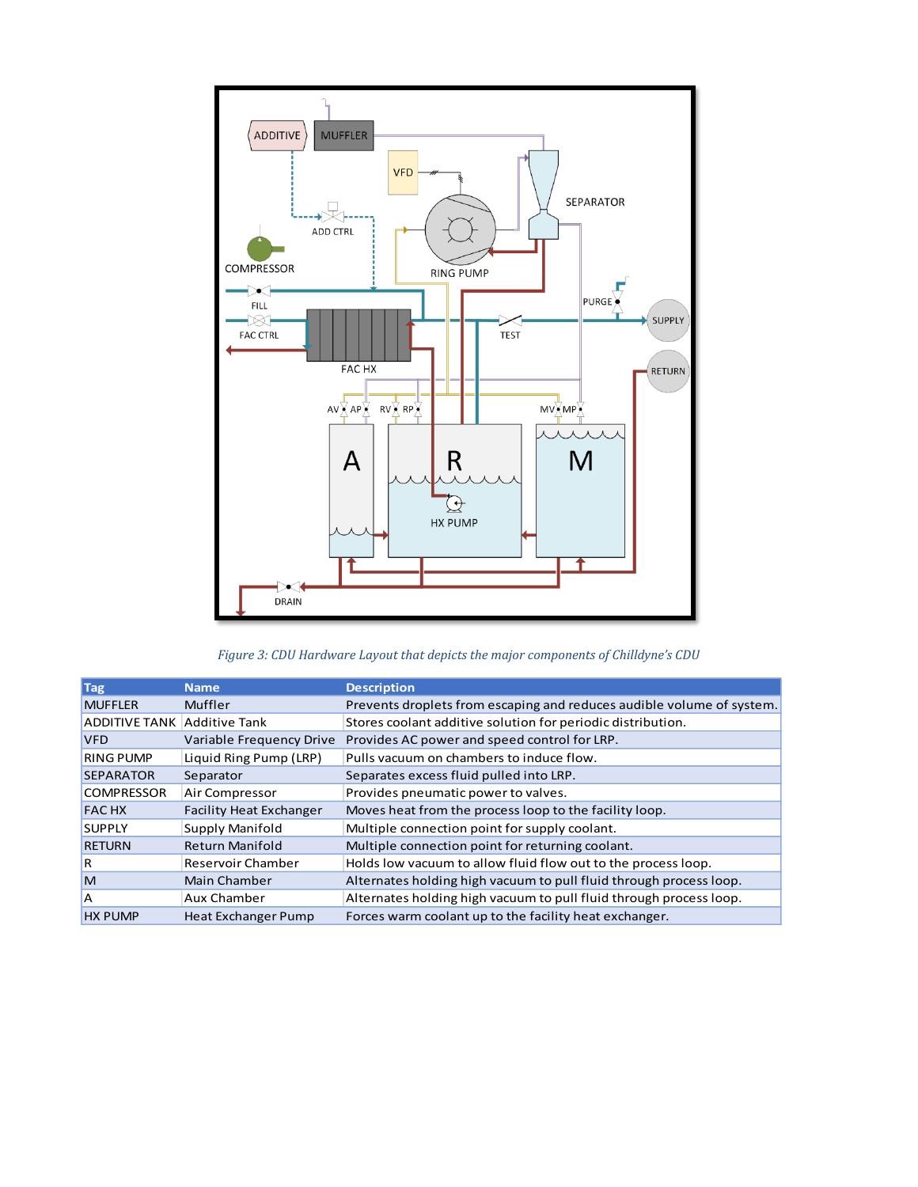ADDITIVE
MUFFLER
VFD
SEPARATOR
ADD CTRL
COMPRESSOR
RING PUMP
PURGE
FILL
FAC CTRL
TEST
SUPPLY
FAC HX
RETURN
AV AP RV RP MV MP
A
R
M
HX PUMP
DRAIN

*Figure 3: CDU Hardware Layout that depicts the major components of Chilldyne's CDU*

| Tag | Name | Description |
|---|---|---|
| MUFFLER | Muffler | Prevents droplets from escaping and reduces audible volume of system. |
| ADDITIVE TANK | Additive Tank | Stores coolant additive solution for periodic distribution. |
| VFD | Variable Frequency Drive | Provides AC power and speed control for LRP. |
| RING PUMP | Liquid Ring Pump (LRP) | Pulls vacuum on chambers to induce flow. |
| SEPARATOR | Separator | Separates excess fluid pulled into LRP. |
| COMPRESSOR | Air Compressor | Provides pneumatic power to valves. |
| FAC HX | Facility Heat Exchanger | Moves heat from the process loop to the facility loop. |
| SUPPLY | Supply Manifold | Multiple connection point for supply coolant. |
| RETURN | Return Manifold | Multiple connection point for returning coolant. |
| R | Reservoir Chamber | Holds low vacuum to allow fluid flow out to the process loop. |
| M | Main Chamber | Alternates holding high vacuum to pull fluid through process loop. |
| A | Aux Chamber | Alternates holding high vacuum to pull fluid through process loop. |
| HX PUMP | Heat Exchanger Pump | Forces warm coolant up to the facility heat exchanger. |